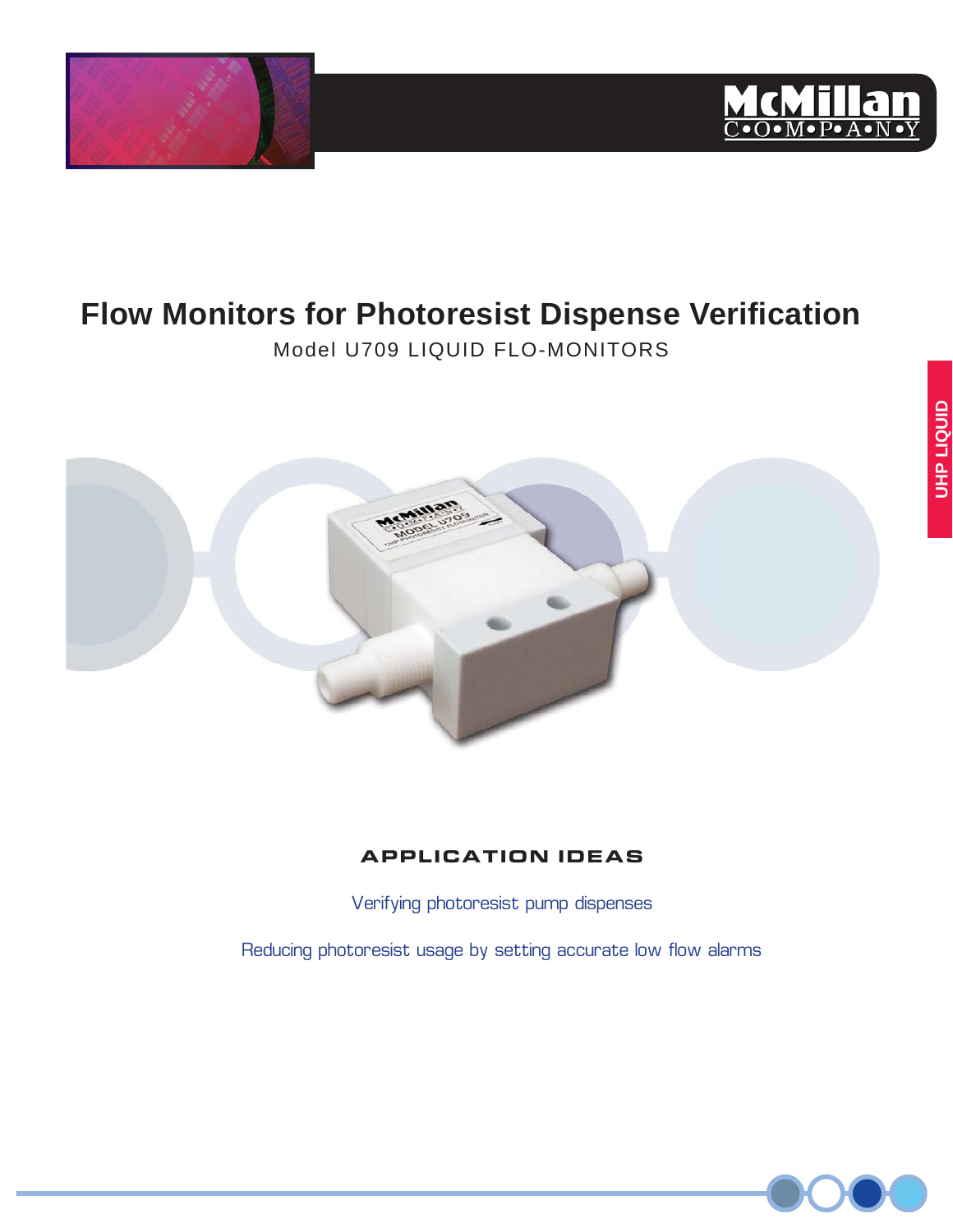# Flow Monitors for Photoresist Dispense Verification

Model U709 LIQUID FLO-MONITORS

UHP LIQUID

## APPLICATION IDEAS

Verifying photoresist pump dispenses

Reducing photoresist usage by setting accurate low flow alarms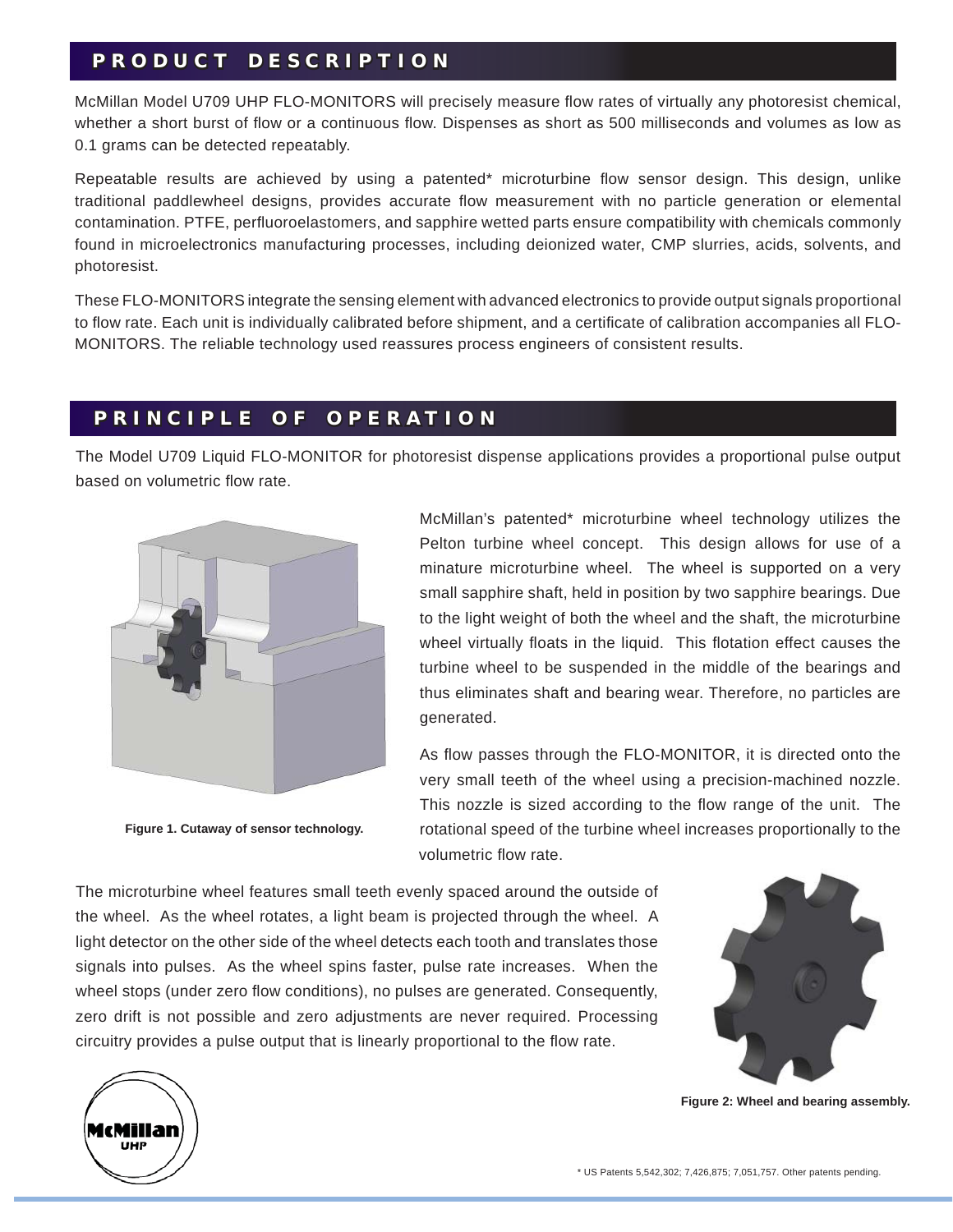## PRODUCT DESCRIPTION

McMillan Model U709 UHP FLO-MONITORS will precisely measure flow rates of virtually any photoresist chemical, whether a short burst of flow or a continuous flow. Dispenses as short as 500 milliseconds and volumes as low as 0.1 grams can be detected repeatably.

Repeatable results are achieved by using a patented* microturbine flow sensor design. This design, unlike traditional paddlewheel designs, provides accurate flow measurement with no particle generation or elemental contamination. PTFE, perfluoroelastomers, and sapphire wetted parts ensure compatibility with chemicals commonly found in microelectronics manufacturing processes, including deionized water, CMP slurries, acids, solvents, and photoresist.

These FLO-MONITORS integrate the sensing element with advanced electronics to provide output signals proportional to flow rate. Each unit is individually calibrated before shipment, and a certificate of calibration accompanies all FLO-MONITORS. The reliable technology used reassures process engineers of consistent results.

## PRINCIPLE OF OPERATION

The Model U709 Liquid FLO-MONITOR for photoresist dispense applications provides a proportional pulse output based on volumetric flow rate.

**Figure 1. Cutaway of sensor technology.**

McMillan's patented* microturbine wheel technology utilizes the Pelton turbine wheel concept. This design allows for use of a minature microturbine wheel. The wheel is supported on a very small sapphire shaft, held in position by two sapphire bearings. Due to the light weight of both the wheel and the shaft, the microturbine wheel virtually floats in the liquid. This flotation effect causes the turbine wheel to be suspended in the middle of the bearings and thus eliminates shaft and bearing wear. Therefore, no particles are generated.

As flow passes through the FLO-MONITOR, it is directed onto the very small teeth of the wheel using a precision-machined nozzle. This nozzle is sized according to the flow range of the unit. The rotational speed of the turbine wheel increases proportionally to the volumetric flow rate.

The microturbine wheel features small teeth evenly spaced around the outside of the wheel. As the wheel rotates, a light beam is projected through the wheel. A light detector on the other side of the wheel detects each tooth and translates those signals into pulses. As the wheel spins faster, pulse rate increases. When the wheel stops (under zero flow conditions), no pulses are generated. Consequently, zero drift is not possible and zero adjustments are never required. Processing circuitry provides a pulse output that is linearly proportional to the flow rate.

**Figure 2: Wheel and bearing assembly.**

McMillan UHP

* US Patents 5,542,302; 7,426,875; 7,051,757. Other patents pending.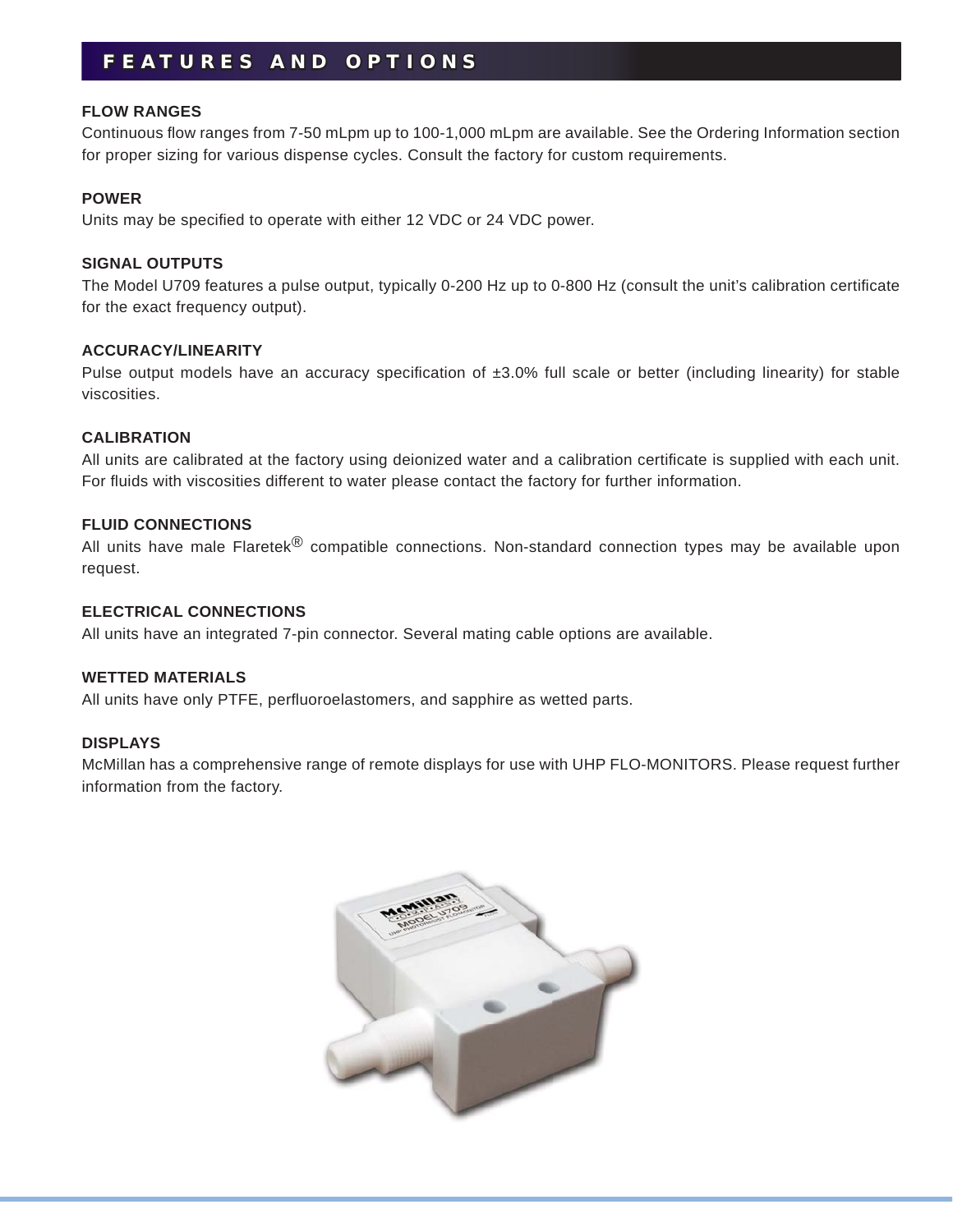# FEATURES AND OPTIONS

**FLOW RANGES**

Continuous flow ranges from 7-50 mLpm up to 100-1,000 mLpm are available. See the Ordering Information section for proper sizing for various dispense cycles. Consult the factory for custom requirements.

**POWER**

Units may be specified to operate with either 12 VDC or 24 VDC power.

**SIGNAL OUTPUTS**

The Model U709 features a pulse output, typically 0-200 Hz up to 0-800 Hz (consult the unit's calibration certificate for the exact frequency output).

**ACCURACY/LINEARITY**

Pulse output models have an accuracy specification of ±3.0% full scale or better (including linearity) for stable viscosities.

**CALIBRATION**

All units are calibrated at the factory using deionized water and a calibration certificate is supplied with each unit. For fluids with viscosities different to water please contact the factory for further information.

**FLUID CONNECTIONS**

All units have male Flaretek® compatible connections. Non-standard connection types may be available upon request.

**ELECTRICAL CONNECTIONS**

All units have an integrated 7-pin connector. Several mating cable options are available.

**WETTED MATERIALS**

All units have only PTFE, perfluoroelastomers, and sapphire as wetted parts.

**DISPLAYS**

McMillan has a comprehensive range of remote displays for use with UHP FLO-MONITORS. Please request further information from the factory.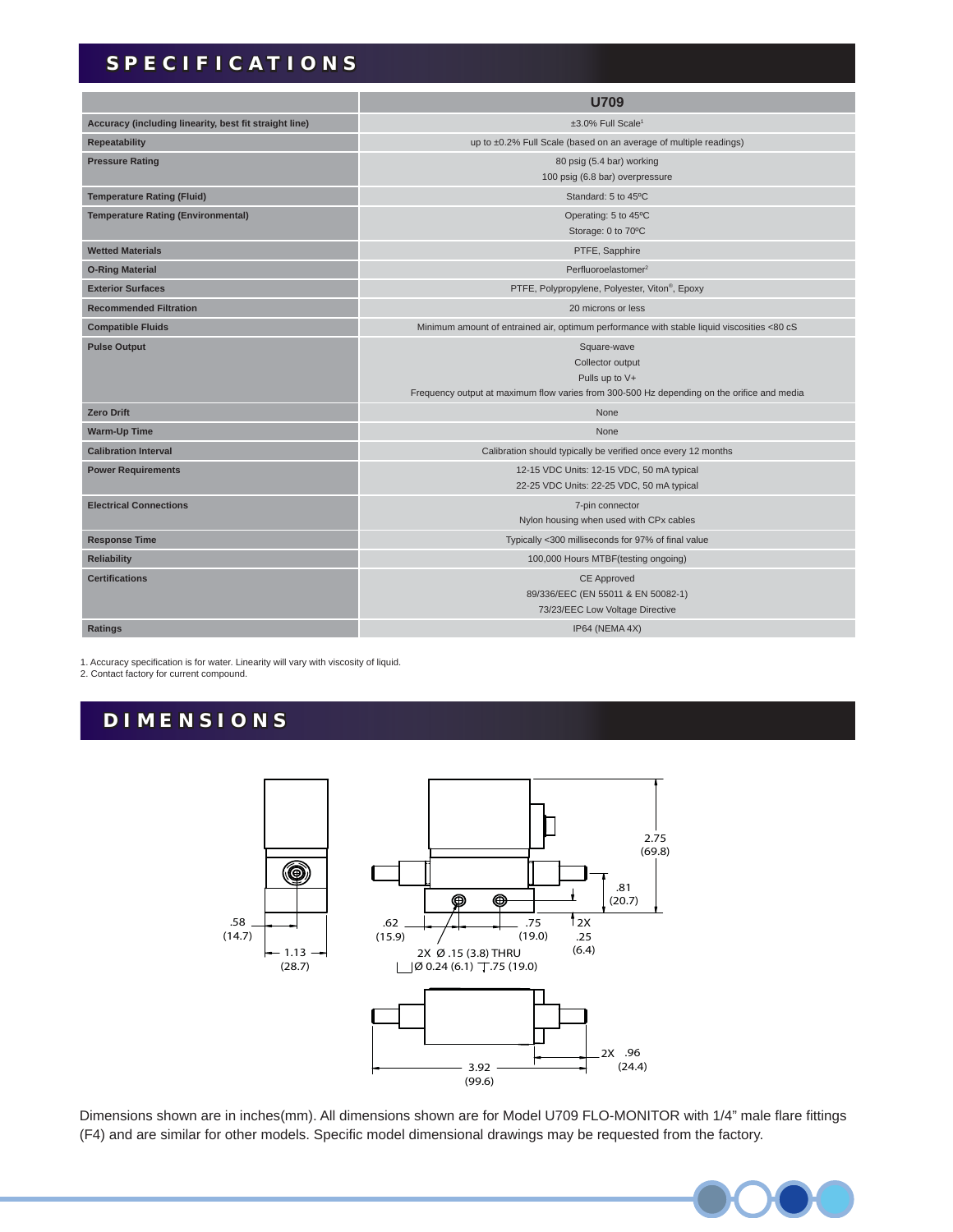## SPECIFICATIONS

| | U709 |
|---|---|
| Accuracy (including linearity, best fit straight line) | ±3.0% Full Scale[1] |
| Repeatability | up to ±0.2% Full Scale (based on an average of multiple readings) |
| Pressure Rating | 80 psig (5.4 bar) working<br>100 psig (6.8 bar) overpressure |
| Temperature Rating (Fluid) | Standard: 5 to 45ºC |
| Temperature Rating (Environmental) | Operating: 5 to 45ºC<br>Storage: 0 to 70ºC |
| Wetted Materials | PTFE, Sapphire |
| O-Ring Material | Perfluoroelastomer[2] |
| Exterior Surfaces | PTFE, Polypropylene, Polyester, Viton®, Epoxy |
| Recommended Filtration | 20 microns or less |
| Compatible Fluids | Minimum amount of entrained air, optimum performance with stable liquid viscosities <80 cS |
| Pulse Output | Square-wave<br>Collector output<br>Pulls up to V+<br>Frequency output at maximum flow varies from 300-500 Hz depending on the orifice and media |
| Zero Drift | None |
| Warm-Up Time | None |
| Calibration Interval | Calibration should typically be verified once every 12 months |
| Power Requirements | 12-15 VDC Units: 12-15 VDC, 50 mA typical<br>22-25 VDC Units: 22-25 VDC, 50 mA typical |
| Electrical Connections | 7-pin connector<br>Nylon housing when used with CPx cables |
| Response Time | Typically <300 milliseconds for 97% of final value |
| Reliability | 100,000 Hours MTBF(testing ongoing) |
| Certifications | CE Approved<br>89/336/EEC (EN 55011 & EN 50082-1)<br>73/23/EEC Low Voltage Directive |
| Ratings | IP64 (NEMA 4X) |

1. Accuracy specification is for water. Linearity will vary with viscosity of liquid.
2. Contact factory for current compound.

## DIMENSIONS

.58 (14.7) | 1.13 (28.7) | .62 (15.9) | .75 (19.0) | 2X Ø .15 (3.8) THRU | ⌴ Ø 0.24 (6.1) ⊤ .75 (19.0) | 2.75 (69.8) | .81 (20.7) | 2X .25 (6.4) | 3.92 (99.6) | 2X .96 (24.4)

Dimensions shown are in inches(mm). All dimensions shown are for Model U709 FLO-MONITOR with 1/4" male flare fittings (F4) and are similar for other models. Specific model dimensional drawings may be requested from the factory.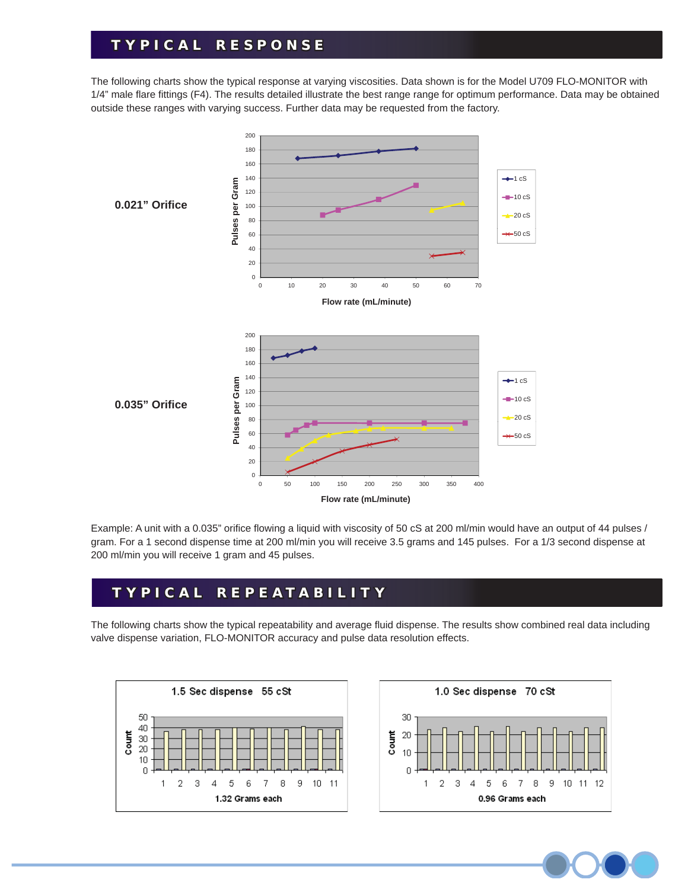# TYPICAL RESPONSE

The following charts show the typical response at varying viscosities. Data shown is for the Model U709 FLO-MONITOR with 1/4" male flare fittings (F4). The results detailed illustrate the best range range for optimum performance. Data may be obtained outside these ranges with varying success. Further data may be requested from the factory.

**0.021" Orifice**

**0.035" Orifice**

Example: A unit with a 0.035" orifice flowing a liquid with viscosity of 50 cS at 200 ml/min would have an output of 44 pulses / gram. For a 1 second dispense time at 200 ml/min you will receive 3.5 grams and 145 pulses. For a 1/3 second dispense at 200 ml/min you will receive 1 gram and 45 pulses.

# TYPICAL REPEATABILITY

The following charts show the typical repeatability and average fluid dispense. The results show combined real data including valve dispense variation, FLO-MONITOR accuracy and pulse data resolution effects.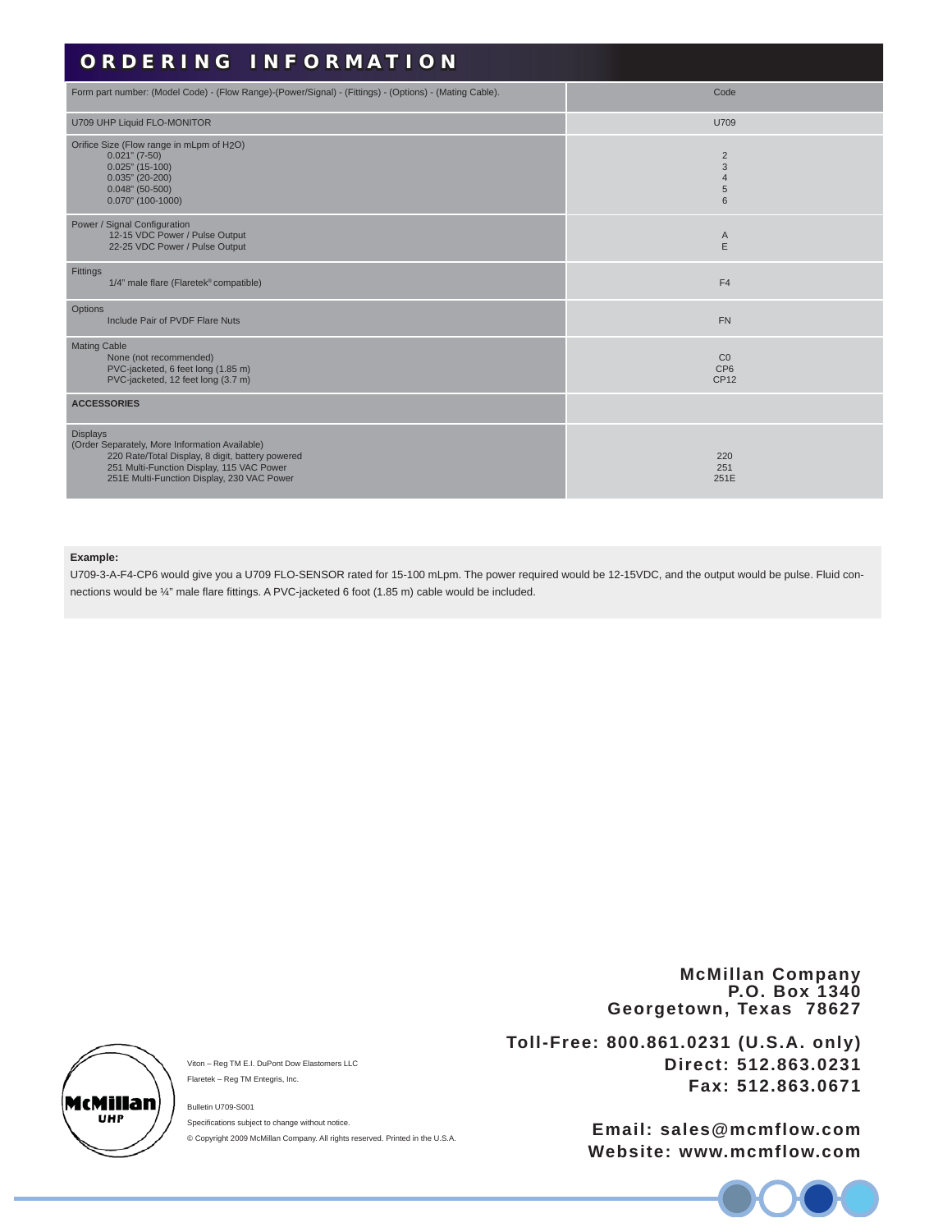## ORDERING INFORMATION

| Form part number: (Model Code) - (Flow Range)-(Power/Signal) - (Fittings) - (Options) - (Mating Cable). | Code |
|---|---|
| U709 UHP Liquid FLO-MONITOR | U709 |
| Orifice Size (Flow range in mLpm of $H_2O$)<br>0.021" (7-50)<br>0.025" (15-100)<br>0.035" (20-200)<br>0.048" (50-500)<br>0.070" (100-1000) | <br>2<br>3<br>4<br>5<br>6 |
| Power / Signal Configuration<br>12-15 VDC Power / Pulse Output<br>22-25 VDC Power / Pulse Output | <br>A<br>E |
| Fittings<br>1/4" male flare (Flaretek® compatible) | <br>F4 |
| Options<br>Include Pair of PVDF Flare Nuts | <br>FN |
| Mating Cable<br>None (not recommended)<br>PVC-jacketed, 6 feet long (1.85 m)<br>PVC-jacketed, 12 feet long (3.7 m) | <br>C0<br>CP6<br>CP12 |
| **ACCESSORIES** | |
| Displays<br>(Order Separately, More Information Available)<br>220 Rate/Total Display, 8 digit, battery powered<br>251 Multi-Function Display, 115 VAC Power<br>251E Multi-Function Display, 230 VAC Power | <br><br>220<br>251<br>251E |

**Example:**

U709-3-A-F4-CP6 would give you a U709 FLO-SENSOR rated for 15-100 mLpm. The power required would be 12-15VDC, and the output would be pulse. Fluid connections would be ¼" male flare fittings. A PVC-jacketed 6 foot (1.85 m) cable would be included.

**McMillan Company**
**P.O. Box 1340**
**Georgetown, Texas 78627**

**Toll-Free: 800.861.0231 (U.S.A. only)**
**Direct: 512.863.0231**
**Fax: 512.863.0671**

**Email: sales@mcmflow.com**
**Website: www.mcmflow.com**

McMillan UHP

Viton – Reg TM E.I. DuPont Dow Elastomers LLC
Flaretek – Reg TM Entegris, Inc.

Bulletin U709-S001
Specifications subject to change without notice.
© Copyright 2009 McMillan Company. All rights reserved. Printed in the U.S.A.